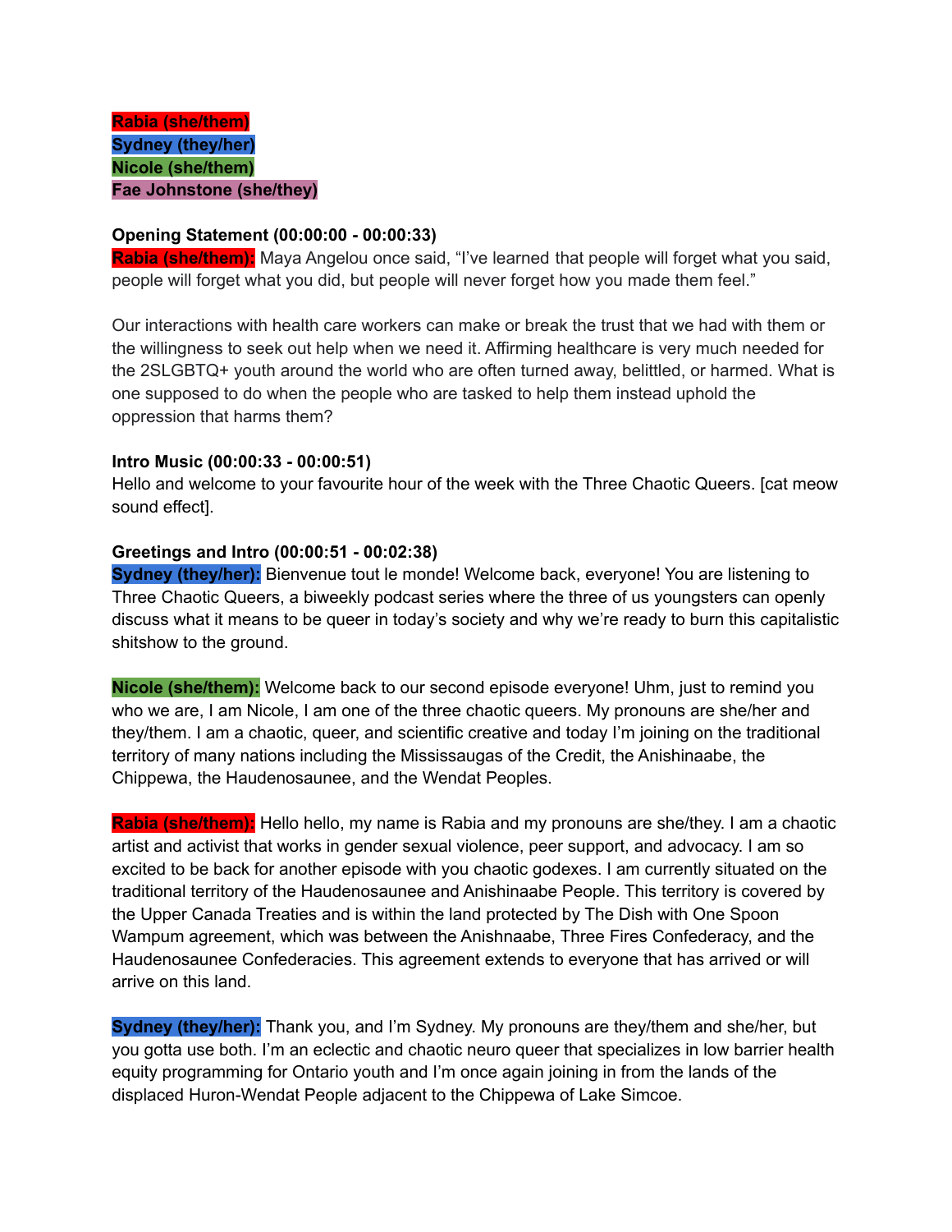**Rabia (she/them)**
**Sydney (they/her)**
**Nicole (she/them)**
**Fae Johnstone (she/they)**

**Opening Statement (00:00:00 - 00:00:33)**
**Rabia (she/them):** Maya Angelou once said, "I've learned that people will forget what you said, people will forget what you did, but people will never forget how you made them feel."

Our interactions with health care workers can make or break the trust that we had with them or the willingness to seek out help when we need it. Affirming healthcare is very much needed for the 2SLGBTQ+ youth around the world who are often turned away, belittled, or harmed. What is one supposed to do when the people who are tasked to help them instead uphold the oppression that harms them?

**Intro Music (00:00:33 - 00:00:51)**
Hello and welcome to your favourite hour of the week with the Three Chaotic Queers. [cat meow sound effect].

**Greetings and Intro (00:00:51 - 00:02:38)**
**Sydney (they/her):** Bienvenue tout le monde! Welcome back, everyone! You are listening to Three Chaotic Queers, a biweekly podcast series where the three of us youngsters can openly discuss what it means to be queer in today's society and why we're ready to burn this capitalistic shitshow to the ground.

**Nicole (she/them):** Welcome back to our second episode everyone! Uhm, just to remind you who we are, I am Nicole, I am one of the three chaotic queers. My pronouns are she/her and they/them. I am a chaotic, queer, and scientific creative and today I'm joining on the traditional territory of many nations including the Mississaugas of the Credit, the Anishinaabe, the Chippewa, the Haudenosaunee, and the Wendat Peoples.

**Rabia (she/them):** Hello hello, my name is Rabia and my pronouns are she/they. I am a chaotic artist and activist that works in gender sexual violence, peer support, and advocacy. I am so excited to be back for another episode with you chaotic godexes. I am currently situated on the traditional territory of the Haudenosaunee and Anishinaabe People. This territory is covered by the Upper Canada Treaties and is within the land protected by The Dish with One Spoon Wampum agreement, which was between the Anishnaabe, Three Fires Confederacy, and the Haudenosaunee Confederacies. This agreement extends to everyone that has arrived or will arrive on this land.

**Sydney (they/her):** Thank you, and I'm Sydney. My pronouns are they/them and she/her, but you gotta use both. I'm an eclectic and chaotic neuro queer that specializes in low barrier health equity programming for Ontario youth and I'm once again joining in from the lands of the displaced Huron-Wendat People adjacent to the Chippewa of Lake Simcoe.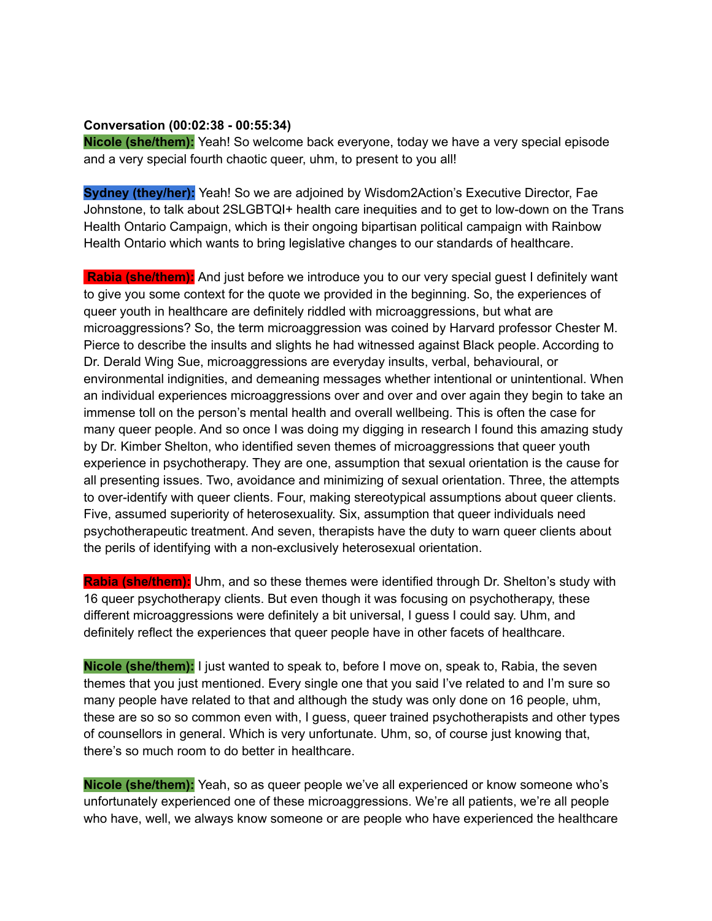**Conversation (00:02:38 - 00:55:34)**

**Nicole (she/them):** Yeah! So welcome back everyone, today we have a very special episode and a very special fourth chaotic queer, uhm, to present to you all!

**Sydney (they/her):** Yeah! So we are adjoined by Wisdom2Action's Executive Director, Fae Johnstone, to talk about 2SLGBTQI+ health care inequities and to get to low-down on the Trans Health Ontario Campaign, which is their ongoing bipartisan political campaign with Rainbow Health Ontario which wants to bring legislative changes to our standards of healthcare.

**Rabia (she/them):** And just before we introduce you to our very special guest I definitely want to give you some context for the quote we provided in the beginning. So, the experiences of queer youth in healthcare are definitely riddled with microaggressions, but what are microaggressions? So, the term microaggression was coined by Harvard professor Chester M. Pierce to describe the insults and slights he had witnessed against Black people. According to Dr. Derald Wing Sue, microaggressions are everyday insults, verbal, behavioural, or environmental indignities, and demeaning messages whether intentional or unintentional. When an individual experiences microaggressions over and over and over again they begin to take an immense toll on the person's mental health and overall wellbeing. This is often the case for many queer people. And so once I was doing my digging in research I found this amazing study by Dr. Kimber Shelton, who identified seven themes of microaggressions that queer youth experience in psychotherapy. They are one, assumption that sexual orientation is the cause for all presenting issues. Two, avoidance and minimizing of sexual orientation. Three, the attempts to over-identify with queer clients. Four, making stereotypical assumptions about queer clients. Five, assumed superiority of heterosexuality. Six, assumption that queer individuals need psychotherapeutic treatment. And seven, therapists have the duty to warn queer clients about the perils of identifying with a non-exclusively heterosexual orientation.

**Rabia (she/them):** Uhm, and so these themes were identified through Dr. Shelton's study with 16 queer psychotherapy clients. But even though it was focusing on psychotherapy, these different microaggressions were definitely a bit universal, I guess I could say. Uhm, and definitely reflect the experiences that queer people have in other facets of healthcare.

**Nicole (she/them):** I just wanted to speak to, before I move on, speak to, Rabia, the seven themes that you just mentioned. Every single one that you said I've related to and I'm sure so many people have related to that and although the study was only done on 16 people, uhm, these are so so so common even with, I guess, queer trained psychotherapists and other types of counsellors in general. Which is very unfortunate. Uhm, so, of course just knowing that, there's so much room to do better in healthcare.

**Nicole (she/them):** Yeah, so as queer people we've all experienced or know someone who's unfortunately experienced one of these microaggressions. We're all patients, we're all people who have, well, we always know someone or are people who have experienced the healthcare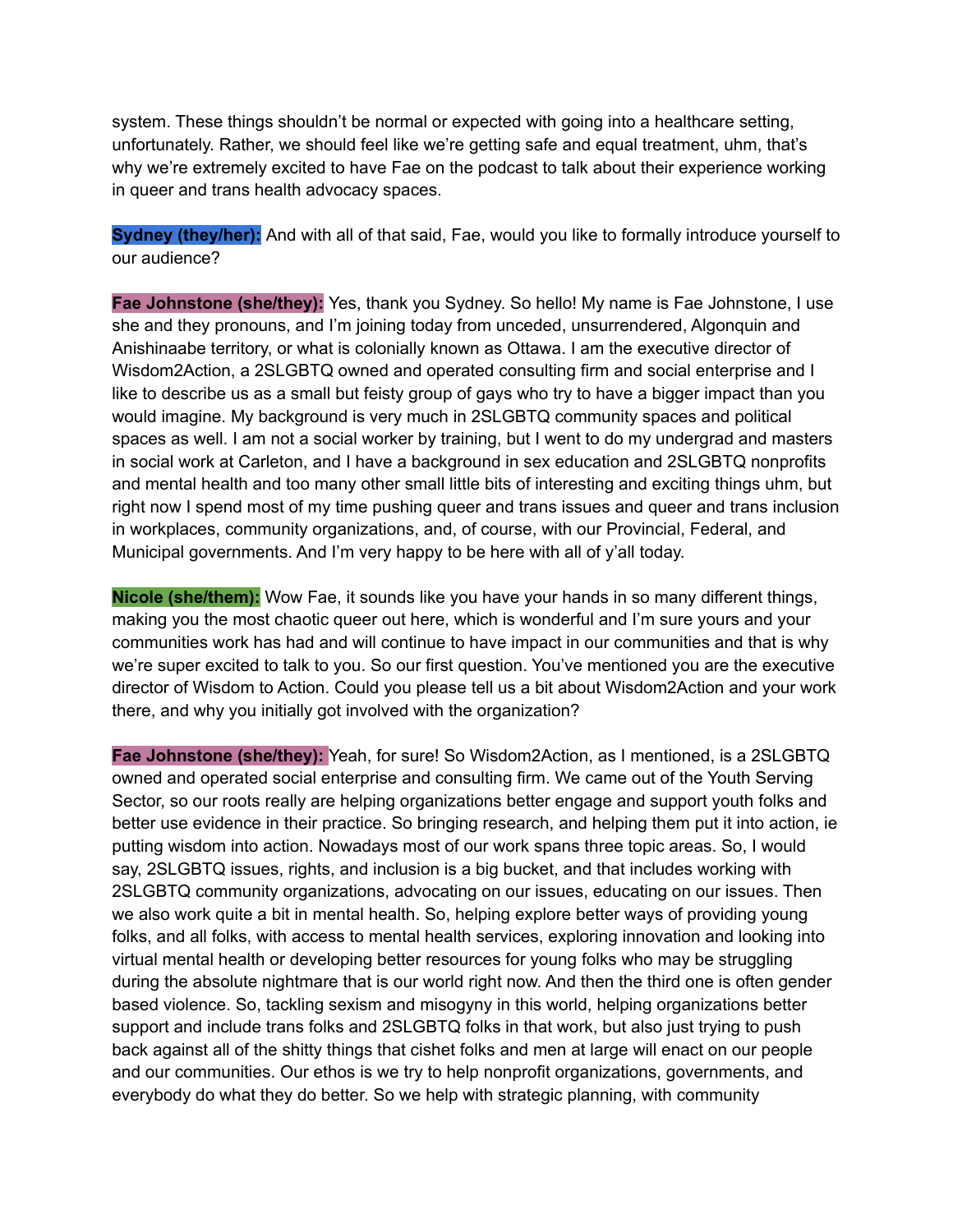system. These things shouldn't be normal or expected with going into a healthcare setting, unfortunately. Rather, we should feel like we're getting safe and equal treatment, uhm, that's why we're extremely excited to have Fae on the podcast to talk about their experience working in queer and trans health advocacy spaces.

**Sydney (they/her):** And with all of that said, Fae, would you like to formally introduce yourself to our audience?

**Fae Johnstone (she/they):** Yes, thank you Sydney. So hello! My name is Fae Johnstone, I use she and they pronouns, and I'm joining today from unceded, unsurrendered, Algonquin and Anishinaabe territory, or what is colonially known as Ottawa. I am the executive director of Wisdom2Action, a 2SLGBTQ owned and operated consulting firm and social enterprise and I like to describe us as a small but feisty group of gays who try to have a bigger impact than you would imagine. My background is very much in 2SLGBTQ community spaces and political spaces as well. I am not a social worker by training, but I went to do my undergrad and masters in social work at Carleton, and I have a background in sex education and 2SLGBTQ nonprofits and mental health and too many other small little bits of interesting and exciting things uhm, but right now I spend most of my time pushing queer and trans issues and queer and trans inclusion in workplaces, community organizations, and, of course, with our Provincial, Federal, and Municipal governments. And I'm very happy to be here with all of y'all today.

**Nicole (she/them):** Wow Fae, it sounds like you have your hands in so many different things, making you the most chaotic queer out here, which is wonderful and I'm sure yours and your communities work has had and will continue to have impact in our communities and that is why we're super excited to talk to you. So our first question. You've mentioned you are the executive director of Wisdom to Action. Could you please tell us a bit about Wisdom2Action and your work there, and why you initially got involved with the organization?

**Fae Johnstone (she/they):** Yeah, for sure! So Wisdom2Action, as I mentioned, is a 2SLGBTQ owned and operated social enterprise and consulting firm. We came out of the Youth Serving Sector, so our roots really are helping organizations better engage and support youth folks and better use evidence in their practice. So bringing research, and helping them put it into action, ie putting wisdom into action. Nowadays most of our work spans three topic areas. So, I would say, 2SLGBTQ issues, rights, and inclusion is a big bucket, and that includes working with 2SLGBTQ community organizations, advocating on our issues, educating on our issues. Then we also work quite a bit in mental health. So, helping explore better ways of providing young folks, and all folks, with access to mental health services, exploring innovation and looking into virtual mental health or developing better resources for young folks who may be struggling during the absolute nightmare that is our world right now. And then the third one is often gender based violence. So, tackling sexism and misogyny in this world, helping organizations better support and include trans folks and 2SLGBTQ folks in that work, but also just trying to push back against all of the shitty things that cishet folks and men at large will enact on our people and our communities. Our ethos is we try to help nonprofit organizations, governments, and everybody do what they do better. So we help with strategic planning, with community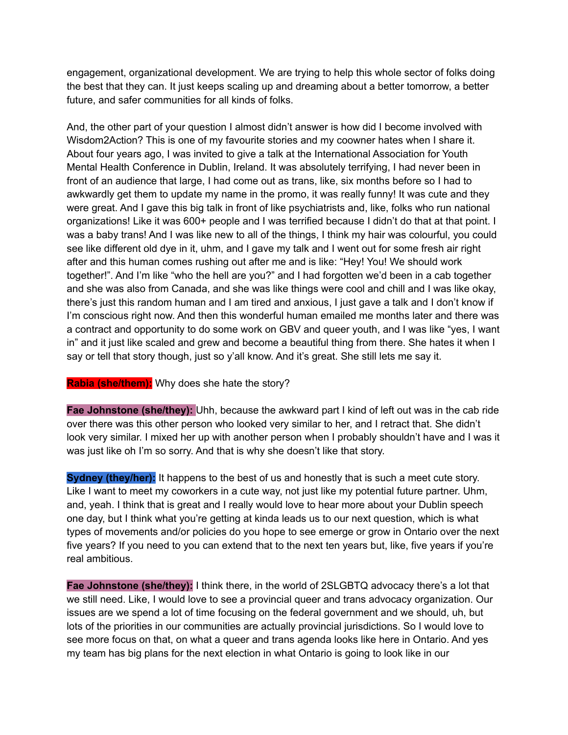engagement, organizational development. We are trying to help this whole sector of folks doing the best that they can. It just keeps scaling up and dreaming about a better tomorrow, a better future, and safer communities for all kinds of folks.

And, the other part of your question I almost didn't answer is how did I become involved with Wisdom2Action? This is one of my favourite stories and my coowner hates when I share it. About four years ago, I was invited to give a talk at the International Association for Youth Mental Health Conference in Dublin, Ireland. It was absolutely terrifying, I had never been in front of an audience that large, I had come out as trans, like, six months before so I had to awkwardly get them to update my name in the promo, it was really funny! It was cute and they were great. And I gave this big talk in front of like psychiatrists and, like, folks who run national organizations! Like it was 600+ people and I was terrified because I didn't do that at that point. I was a baby trans! And I was like new to all of the things, I think my hair was colourful, you could see like different old dye in it, uhm, and I gave my talk and I went out for some fresh air right after and this human comes rushing out after me and is like: "Hey! You! We should work together!". And I'm like "who the hell are you?" and I had forgotten we'd been in a cab together and she was also from Canada, and she was like things were cool and chill and I was like okay, there's just this random human and I am tired and anxious, I just gave a talk and I don't know if I'm conscious right now. And then this wonderful human emailed me months later and there was a contract and opportunity to do some work on GBV and queer youth, and I was like "yes, I want in" and it just like scaled and grew and become a beautiful thing from there. She hates it when I say or tell that story though, just so y'all know. And it's great. She still lets me say it.

**Rabia (she/them):** Why does she hate the story?

**Fae Johnstone (she/they):** Uhh, because the awkward part I kind of left out was in the cab ride over there was this other person who looked very similar to her, and I retract that. She didn't look very similar. I mixed her up with another person when I probably shouldn't have and I was it was just like oh I'm so sorry. And that is why she doesn't like that story.

**Sydney (they/her):** It happens to the best of us and honestly that is such a meet cute story. Like I want to meet my coworkers in a cute way, not just like my potential future partner. Uhm, and, yeah. I think that is great and I really would love to hear more about your Dublin speech one day, but I think what you're getting at kinda leads us to our next question, which is what types of movements and/or policies do you hope to see emerge or grow in Ontario over the next five years? If you need to you can extend that to the next ten years but, like, five years if you're real ambitious.

**Fae Johnstone (she/they):** I think there, in the world of 2SLGBTQ advocacy there's a lot that we still need. Like, I would love to see a provincial queer and trans advocacy organization. Our issues are we spend a lot of time focusing on the federal government and we should, uh, but lots of the priorities in our communities are actually provincial jurisdictions. So I would love to see more focus on that, on what a queer and trans agenda looks like here in Ontario. And yes my team has big plans for the next election in what Ontario is going to look like in our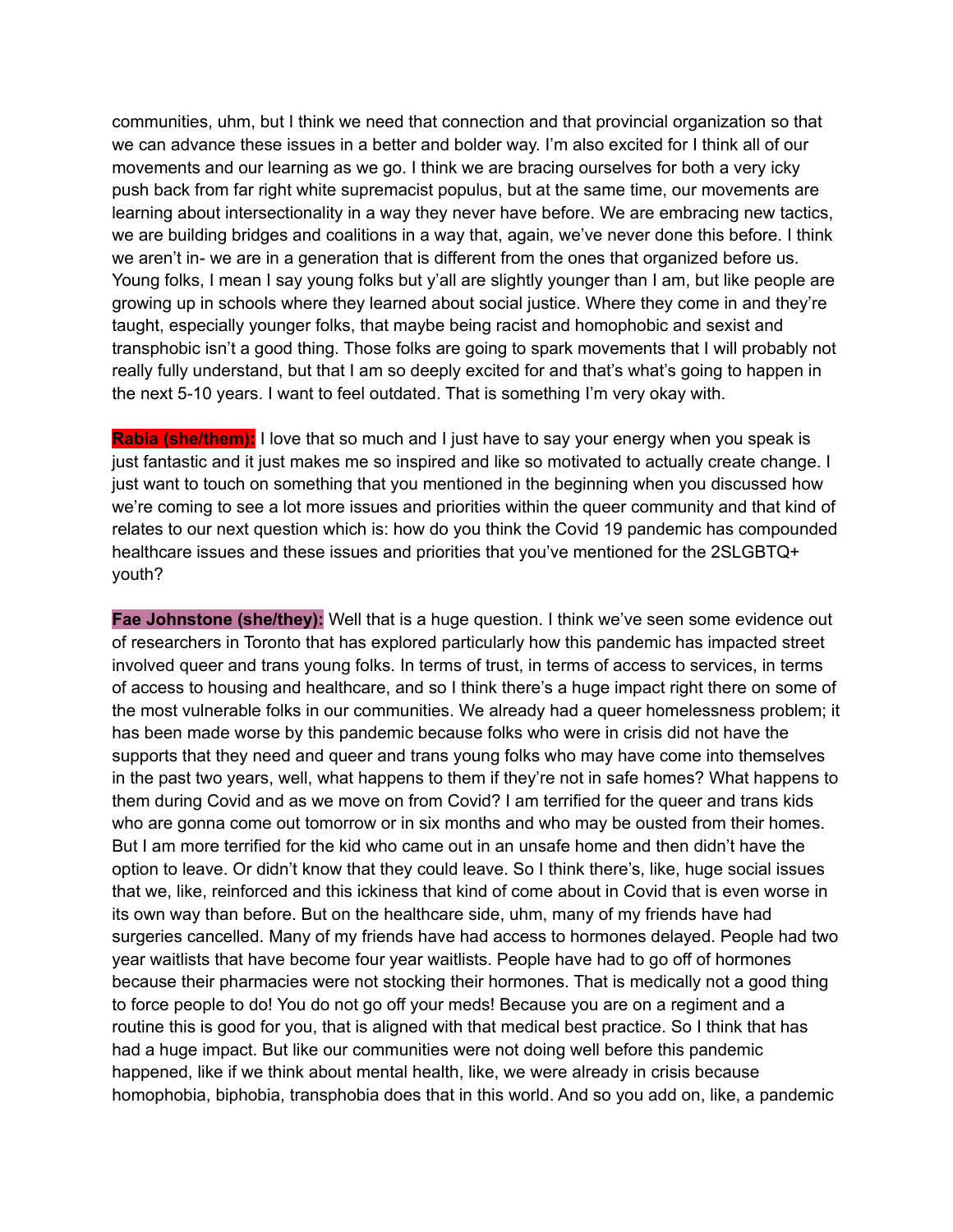communities, uhm, but I think we need that connection and that provincial organization so that we can advance these issues in a better and bolder way. I'm also excited for I think all of our movements and our learning as we go. I think we are bracing ourselves for both a very icky push back from far right white supremacist populus, but at the same time, our movements are learning about intersectionality in a way they never have before. We are embracing new tactics, we are building bridges and coalitions in a way that, again, we've never done this before. I think we aren't in- we are in a generation that is different from the ones that organized before us. Young folks, I mean I say young folks but y'all are slightly younger than I am, but like people are growing up in schools where they learned about social justice. Where they come in and they're taught, especially younger folks, that maybe being racist and homophobic and sexist and transphobic isn't a good thing. Those folks are going to spark movements that I will probably not really fully understand, but that I am so deeply excited for and that's what's going to happen in the next 5-10 years. I want to feel outdated. That is something I'm very okay with.

**Rabia (she/them):** I love that so much and I just have to say your energy when you speak is just fantastic and it just makes me so inspired and like so motivated to actually create change. I just want to touch on something that you mentioned in the beginning when you discussed how we're coming to see a lot more issues and priorities within the queer community and that kind of relates to our next question which is: how do you think the Covid 19 pandemic has compounded healthcare issues and these issues and priorities that you've mentioned for the 2SLGBTQ+ youth?

**Fae Johnstone (she/they):** Well that is a huge question. I think we've seen some evidence out of researchers in Toronto that has explored particularly how this pandemic has impacted street involved queer and trans young folks. In terms of trust, in terms of access to services, in terms of access to housing and healthcare, and so I think there's a huge impact right there on some of the most vulnerable folks in our communities. We already had a queer homelessness problem; it has been made worse by this pandemic because folks who were in crisis did not have the supports that they need and queer and trans young folks who may have come into themselves in the past two years, well, what happens to them if they're not in safe homes? What happens to them during Covid and as we move on from Covid? I am terrified for the queer and trans kids who are gonna come out tomorrow or in six months and who may be ousted from their homes. But I am more terrified for the kid who came out in an unsafe home and then didn't have the option to leave. Or didn't know that they could leave. So I think there's, like, huge social issues that we, like, reinforced and this ickiness that kind of come about in Covid that is even worse in its own way than before. But on the healthcare side, uhm, many of my friends have had surgeries cancelled. Many of my friends have had access to hormones delayed. People had two year waitlists that have become four year waitlists. People have had to go off of hormones because their pharmacies were not stocking their hormones. That is medically not a good thing to force people to do! You do not go off your meds! Because you are on a regiment and a routine this is good for you, that is aligned with that medical best practice. So I think that has had a huge impact. But like our communities were not doing well before this pandemic happened, like if we think about mental health, like, we were already in crisis because homophobia, biphobia, transphobia does that in this world. And so you add on, like, a pandemic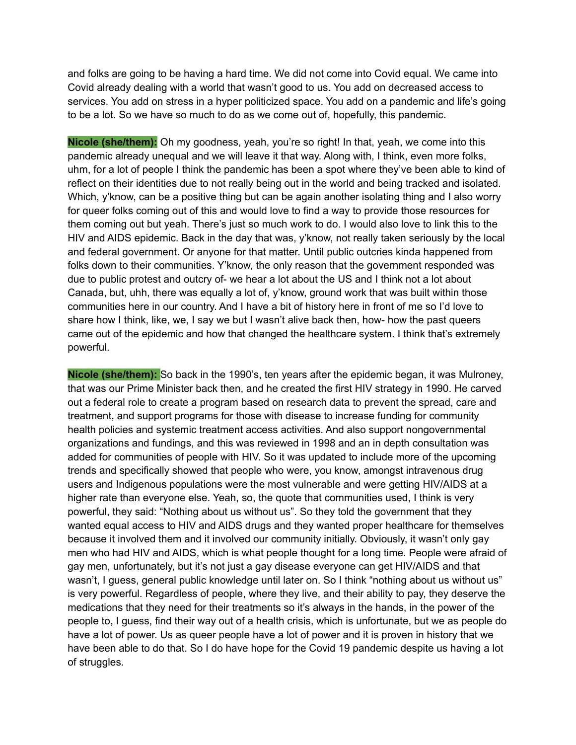and folks are going to be having a hard time. We did not come into Covid equal. We came into Covid already dealing with a world that wasn't good to us. You add on decreased access to services. You add on stress in a hyper politicized space. You add on a pandemic and life's going to be a lot. So we have so much to do as we come out of, hopefully, this pandemic.

**Nicole (she/them):** Oh my goodness, yeah, you're so right! In that, yeah, we come into this pandemic already unequal and we will leave it that way. Along with, I think, even more folks, uhm, for a lot of people I think the pandemic has been a spot where they've been able to kind of reflect on their identities due to not really being out in the world and being tracked and isolated. Which, y'know, can be a positive thing but can be again another isolating thing and I also worry for queer folks coming out of this and would love to find a way to provide those resources for them coming out but yeah. There's just so much work to do. I would also love to link this to the HIV and AIDS epidemic. Back in the day that was, y'know, not really taken seriously by the local and federal government. Or anyone for that matter. Until public outcries kinda happened from folks down to their communities. Y'know, the only reason that the government responded was due to public protest and outcry of- we hear a lot about the US and I think not a lot about Canada, but, uhh, there was equally a lot of, y'know, ground work that was built within those communities here in our country. And I have a bit of history here in front of me so I'd love to share how I think, like, we, I say we but I wasn't alive back then, how- how the past queers came out of the epidemic and how that changed the healthcare system. I think that's extremely powerful.

**Nicole (she/them):** So back in the 1990's, ten years after the epidemic began, it was Mulroney, that was our Prime Minister back then, and he created the first HIV strategy in 1990. He carved out a federal role to create a program based on research data to prevent the spread, care and treatment, and support programs for those with disease to increase funding for community health policies and systemic treatment access activities. And also support nongovernmental organizations and fundings, and this was reviewed in 1998 and an in depth consultation was added for communities of people with HIV. So it was updated to include more of the upcoming trends and specifically showed that people who were, you know, amongst intravenous drug users and Indigenous populations were the most vulnerable and were getting HIV/AIDS at a higher rate than everyone else. Yeah, so, the quote that communities used, I think is very powerful, they said: "Nothing about us without us". So they told the government that they wanted equal access to HIV and AIDS drugs and they wanted proper healthcare for themselves because it involved them and it involved our community initially. Obviously, it wasn't only gay men who had HIV and AIDS, which is what people thought for a long time. People were afraid of gay men, unfortunately, but it's not just a gay disease everyone can get HIV/AIDS and that wasn't, I guess, general public knowledge until later on. So I think "nothing about us without us" is very powerful. Regardless of people, where they live, and their ability to pay, they deserve the medications that they need for their treatments so it's always in the hands, in the power of the people to, I guess, find their way out of a health crisis, which is unfortunate, but we as people do have a lot of power. Us as queer people have a lot of power and it is proven in history that we have been able to do that. So I do have hope for the Covid 19 pandemic despite us having a lot of struggles.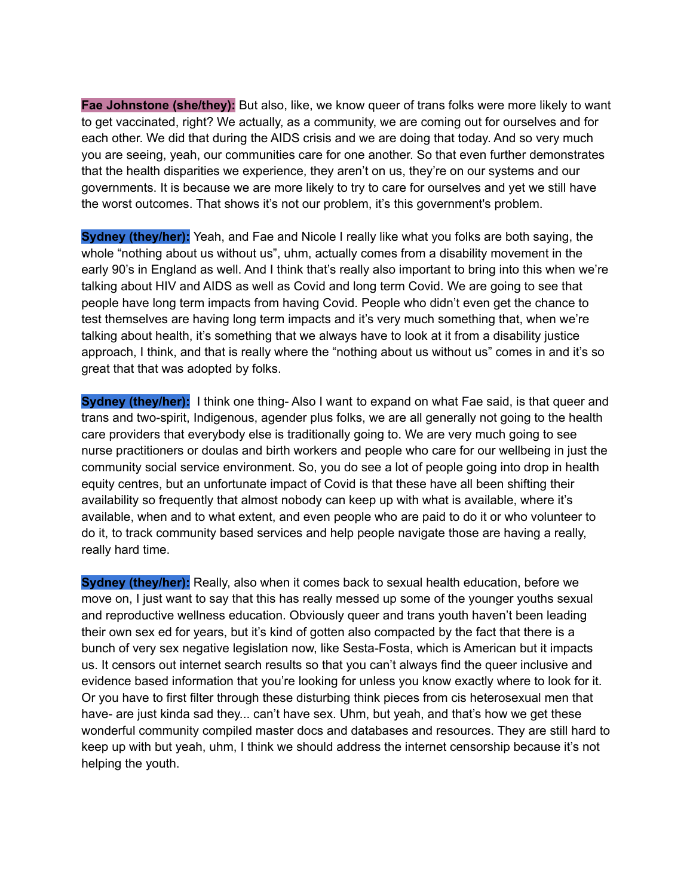**Fae Johnstone (she/they):** But also, like, we know queer of trans folks were more likely to want to get vaccinated, right? We actually, as a community, we are coming out for ourselves and for each other. We did that during the AIDS crisis and we are doing that today. And so very much you are seeing, yeah, our communities care for one another. So that even further demonstrates that the health disparities we experience, they aren't on us, they're on our systems and our governments. It is because we are more likely to try to care for ourselves and yet we still have the worst outcomes. That shows it's not our problem, it's this government's problem.

**Sydney (they/her):** Yeah, and Fae and Nicole I really like what you folks are both saying, the whole "nothing about us without us", uhm, actually comes from a disability movement in the early 90's in England as well. And I think that's really also important to bring into this when we're talking about HIV and AIDS as well as Covid and long term Covid. We are going to see that people have long term impacts from having Covid. People who didn't even get the chance to test themselves are having long term impacts and it's very much something that, when we're talking about health, it's something that we always have to look at it from a disability justice approach, I think, and that is really where the "nothing about us without us" comes in and it's so great that that was adopted by folks.

**Sydney (they/her):** I think one thing- Also I want to expand on what Fae said, is that queer and trans and two-spirit, Indigenous, agender plus folks, we are all generally not going to the health care providers that everybody else is traditionally going to. We are very much going to see nurse practitioners or doulas and birth workers and people who care for our wellbeing in just the community social service environment. So, you do see a lot of people going into drop in health equity centres, but an unfortunate impact of Covid is that these have all been shifting their availability so frequently that almost nobody can keep up with what is available, where it's available, when and to what extent, and even people who are paid to do it or who volunteer to do it, to track community based services and help people navigate those are having a really, really hard time.

**Sydney (they/her):** Really, also when it comes back to sexual health education, before we move on, I just want to say that this has really messed up some of the younger youths sexual and reproductive wellness education. Obviously queer and trans youth haven't been leading their own sex ed for years, but it's kind of gotten also compacted by the fact that there is a bunch of very sex negative legislation now, like Sesta-Fosta, which is American but it impacts us. It censors out internet search results so that you can't always find the queer inclusive and evidence based information that you're looking for unless you know exactly where to look for it. Or you have to first filter through these disturbing think pieces from cis heterosexual men that have- are just kinda sad they... can't have sex. Uhm, but yeah, and that's how we get these wonderful community compiled master docs and databases and resources. They are still hard to keep up with but yeah, uhm, I think we should address the internet censorship because it's not helping the youth.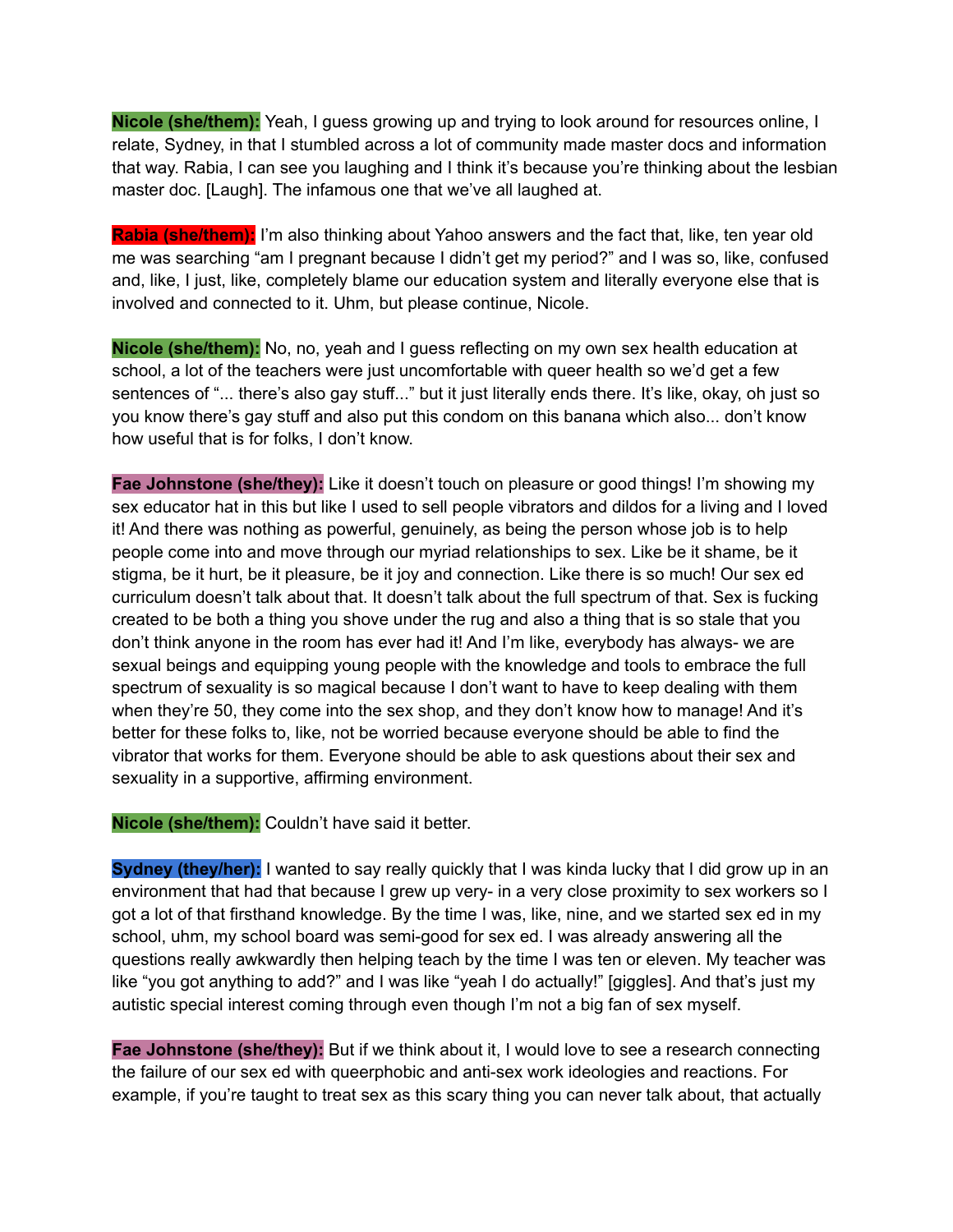**Nicole (she/them):** Yeah, I guess growing up and trying to look around for resources online, I relate, Sydney, in that I stumbled across a lot of community made master docs and information that way. Rabia, I can see you laughing and I think it's because you're thinking about the lesbian master doc. [Laugh]. The infamous one that we've all laughed at.

**Rabia (she/them):** I'm also thinking about Yahoo answers and the fact that, like, ten year old me was searching "am I pregnant because I didn't get my period?" and I was so, like, confused and, like, I just, like, completely blame our education system and literally everyone else that is involved and connected to it. Uhm, but please continue, Nicole.

**Nicole (she/them):** No, no, yeah and I guess reflecting on my own sex health education at school, a lot of the teachers were just uncomfortable with queer health so we'd get a few sentences of "... there's also gay stuff..." but it just literally ends there. It's like, okay, oh just so you know there's gay stuff and also put this condom on this banana which also... don't know how useful that is for folks, I don't know.

**Fae Johnstone (she/they):** Like it doesn't touch on pleasure or good things! I'm showing my sex educator hat in this but like I used to sell people vibrators and dildos for a living and I loved it! And there was nothing as powerful, genuinely, as being the person whose job is to help people come into and move through our myriad relationships to sex. Like be it shame, be it stigma, be it hurt, be it pleasure, be it joy and connection. Like there is so much! Our sex ed curriculum doesn't talk about that. It doesn't talk about the full spectrum of that. Sex is fucking created to be both a thing you shove under the rug and also a thing that is so stale that you don't think anyone in the room has ever had it! And I'm like, everybody has always- we are sexual beings and equipping young people with the knowledge and tools to embrace the full spectrum of sexuality is so magical because I don't want to have to keep dealing with them when they're 50, they come into the sex shop, and they don't know how to manage! And it's better for these folks to, like, not be worried because everyone should be able to find the vibrator that works for them. Everyone should be able to ask questions about their sex and sexuality in a supportive, affirming environment.

**Nicole (she/them):** Couldn't have said it better.

**Sydney (they/her):** I wanted to say really quickly that I was kinda lucky that I did grow up in an environment that had that because I grew up very- in a very close proximity to sex workers so I got a lot of that firsthand knowledge. By the time I was, like, nine, and we started sex ed in my school, uhm, my school board was semi-good for sex ed. I was already answering all the questions really awkwardly then helping teach by the time I was ten or eleven. My teacher was like "you got anything to add?" and I was like "yeah I do actually!" [giggles]. And that's just my autistic special interest coming through even though I'm not a big fan of sex myself.

**Fae Johnstone (she/they):** But if we think about it, I would love to see a research connecting the failure of our sex ed with queerphobic and anti-sex work ideologies and reactions. For example, if you're taught to treat sex as this scary thing you can never talk about, that actually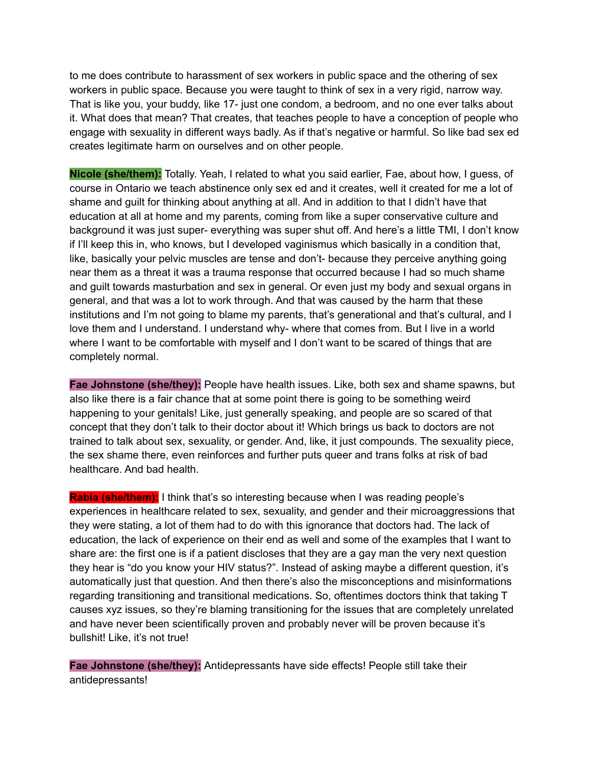to me does contribute to harassment of sex workers in public space and the othering of sex workers in public space. Because you were taught to think of sex in a very rigid, narrow way. That is like you, your buddy, like 17- just one condom, a bedroom, and no one ever talks about it. What does that mean? That creates, that teaches people to have a conception of people who engage with sexuality in different ways badly. As if that's negative or harmful. So like bad sex ed creates legitimate harm on ourselves and on other people.

**Nicole (she/them):** Totally. Yeah, I related to what you said earlier, Fae, about how, I guess, of course in Ontario we teach abstinence only sex ed and it creates, well it created for me a lot of shame and guilt for thinking about anything at all. And in addition to that I didn't have that education at all at home and my parents, coming from like a super conservative culture and background it was just super- everything was super shut off. And here's a little TMI, I don't know if I'll keep this in, who knows, but I developed vaginismus which basically in a condition that, like, basically your pelvic muscles are tense and don't- because they perceive anything going near them as a threat it was a trauma response that occurred because I had so much shame and guilt towards masturbation and sex in general. Or even just my body and sexual organs in general, and that was a lot to work through. And that was caused by the harm that these institutions and I'm not going to blame my parents, that's generational and that's cultural, and I love them and I understand. I understand why- where that comes from. But I live in a world where I want to be comfortable with myself and I don't want to be scared of things that are completely normal.

**Fae Johnstone (she/they):** People have health issues. Like, both sex and shame spawns, but also like there is a fair chance that at some point there is going to be something weird happening to your genitals! Like, just generally speaking, and people are so scared of that concept that they don't talk to their doctor about it! Which brings us back to doctors are not trained to talk about sex, sexuality, or gender. And, like, it just compounds. The sexuality piece, the sex shame there, even reinforces and further puts queer and trans folks at risk of bad healthcare. And bad health.

**Rabia (she/them):** I think that's so interesting because when I was reading people's experiences in healthcare related to sex, sexuality, and gender and their microaggressions that they were stating, a lot of them had to do with this ignorance that doctors had. The lack of education, the lack of experience on their end as well and some of the examples that I want to share are: the first one is if a patient discloses that they are a gay man the very next question they hear is "do you know your HIV status?". Instead of asking maybe a different question, it's automatically just that question. And then there's also the misconceptions and misinformations regarding transitioning and transitional medications. So, oftentimes doctors think that taking T causes xyz issues, so they're blaming transitioning for the issues that are completely unrelated and have never been scientifically proven and probably never will be proven because it's bullshit! Like, it's not true!

**Fae Johnstone (she/they):** Antidepressants have side effects! People still take their antidepressants!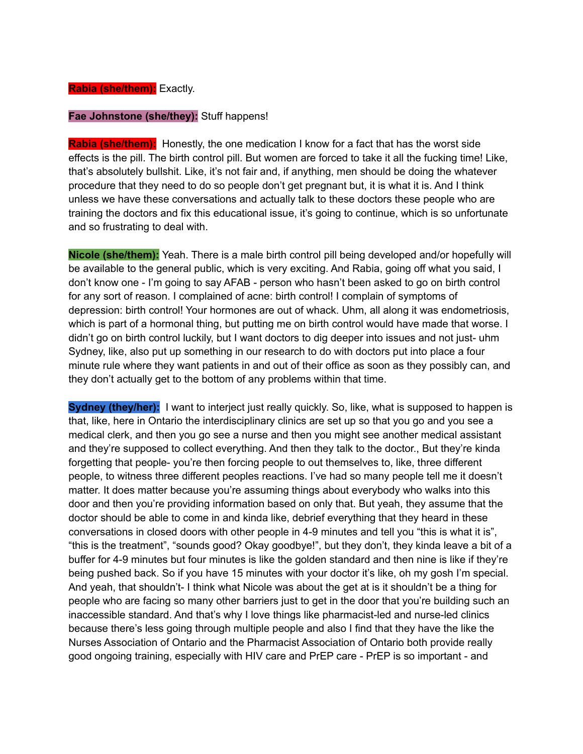**Rabia (she/them):** Exactly.

**Fae Johnstone (she/they):** Stuff happens!

**Rabia (she/them):** Honestly, the one medication I know for a fact that has the worst side effects is the pill. The birth control pill. But women are forced to take it all the fucking time! Like, that's absolutely bullshit. Like, it's not fair and, if anything, men should be doing the whatever procedure that they need to do so people don't get pregnant but, it is what it is. And I think unless we have these conversations and actually talk to these doctors these people who are training the doctors and fix this educational issue, it's going to continue, which is so unfortunate and so frustrating to deal with.

**Nicole (she/them):** Yeah. There is a male birth control pill being developed and/or hopefully will be available to the general public, which is very exciting. And Rabia, going off what you said, I don't know one - I'm going to say AFAB - person who hasn't been asked to go on birth control for any sort of reason. I complained of acne: birth control! I complain of symptoms of depression: birth control! Your hormones are out of whack. Uhm, all along it was endometriosis, which is part of a hormonal thing, but putting me on birth control would have made that worse. I didn't go on birth control luckily, but I want doctors to dig deeper into issues and not just- uhm Sydney, like, also put up something in our research to do with doctors put into place a four minute rule where they want patients in and out of their office as soon as they possibly can, and they don't actually get to the bottom of any problems within that time.

**Sydney (they/her):** I want to interject just really quickly. So, like, what is supposed to happen is that, like, here in Ontario the interdisciplinary clinics are set up so that you go and you see a medical clerk, and then you go see a nurse and then you might see another medical assistant and they're supposed to collect everything. And then they talk to the doctor., But they're kinda forgetting that people- you're then forcing people to out themselves to, like, three different people, to witness three different peoples reactions. I've had so many people tell me it doesn't matter. It does matter because you're assuming things about everybody who walks into this door and then you're providing information based on only that. But yeah, they assume that the doctor should be able to come in and kinda like, debrief everything that they heard in these conversations in closed doors with other people in 4-9 minutes and tell you "this is what it is", "this is the treatment", "sounds good? Okay goodbye!", but they don't, they kinda leave a bit of a buffer for 4-9 minutes but four minutes is like the golden standard and then nine is like if they're being pushed back. So if you have 15 minutes with your doctor it's like, oh my gosh I'm special. And yeah, that shouldn't- I think what Nicole was about the get at is it shouldn't be a thing for people who are facing so many other barriers just to get in the door that you're building such an inaccessible standard. And that's why I love things like pharmacist-led and nurse-led clinics because there's less going through multiple people and also I find that they have the like the Nurses Association of Ontario and the Pharmacist Association of Ontario both provide really good ongoing training, especially with HIV care and PrEP care - PrEP is so important - and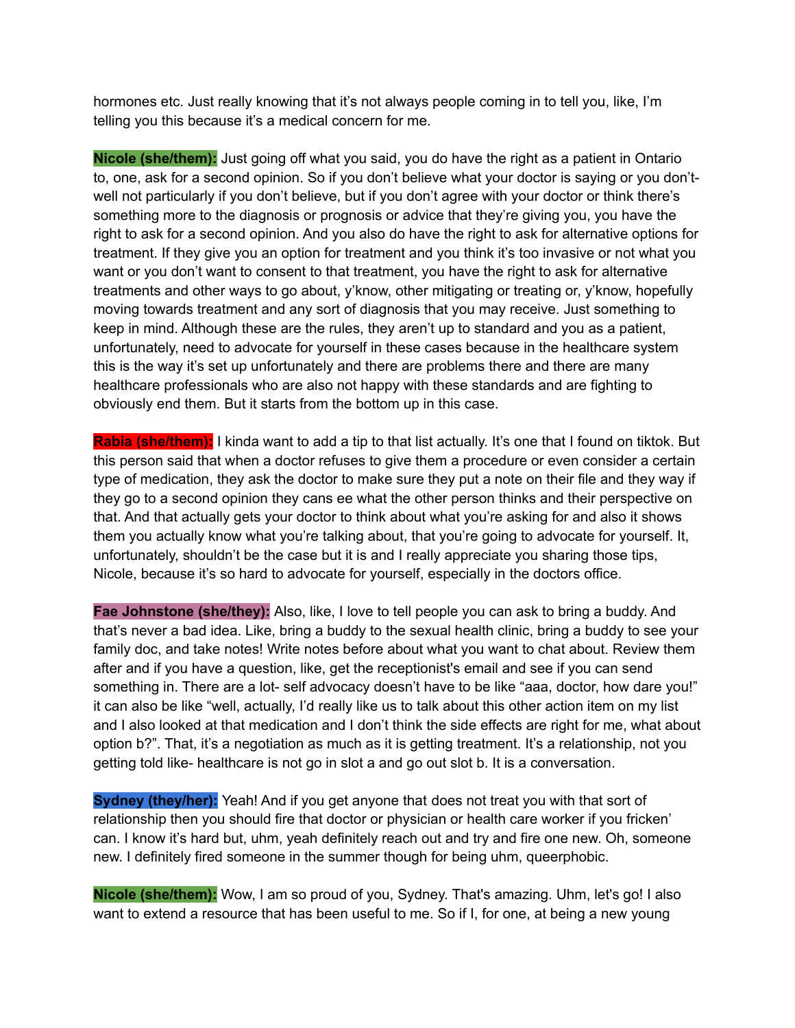hormones etc. Just really knowing that it's not always people coming in to tell you, like, I'm telling you this because it's a medical concern for me.

**Nicole (she/them):** Just going off what you said, you do have the right as a patient in Ontario to, one, ask for a second opinion. So if you don't believe what your doctor is saying or you don't- well not particularly if you don't believe, but if you don't agree with your doctor or think there's something more to the diagnosis or prognosis or advice that they're giving you, you have the right to ask for a second opinion. And you also do have the right to ask for alternative options for treatment. If they give you an option for treatment and you think it's too invasive or not what you want or you don't want to consent to that treatment, you have the right to ask for alternative treatments and other ways to go about, y'know, other mitigating or treating or, y'know, hopefully moving towards treatment and any sort of diagnosis that you may receive. Just something to keep in mind. Although these are the rules, they aren't up to standard and you as a patient, unfortunately, need to advocate for yourself in these cases because in the healthcare system this is the way it's set up unfortunately and there are problems there and there are many healthcare professionals who are also not happy with these standards and are fighting to obviously end them. But it starts from the bottom up in this case.

**Rabia (she/them):** I kinda want to add a tip to that list actually. It's one that I found on tiktok. But this person said that when a doctor refuses to give them a procedure or even consider a certain type of medication, they ask the doctor to make sure they put a note on their file and they way if they go to a second opinion they cans ee what the other person thinks and their perspective on that. And that actually gets your doctor to think about what you're asking for and also it shows them you actually know what you're talking about, that you're going to advocate for yourself. It, unfortunately, shouldn't be the case but it is and I really appreciate you sharing those tips, Nicole, because it's so hard to advocate for yourself, especially in the doctors office.

**Fae Johnstone (she/they):** Also, like, I love to tell people you can ask to bring a buddy. And that's never a bad idea. Like, bring a buddy to the sexual health clinic, bring a buddy to see your family doc, and take notes! Write notes before about what you want to chat about. Review them after and if you have a question, like, get the receptionist's email and see if you can send something in. There are a lot- self advocacy doesn't have to be like "aaa, doctor, how dare you!" it can also be like "well, actually, I'd really like us to talk about this other action item on my list and I also looked at that medication and I don't think the side effects are right for me, what about option b?". That, it's a negotiation as much as it is getting treatment. It's a relationship, not you getting told like- healthcare is not go in slot a and go out slot b. It is a conversation.

**Sydney (they/her):** Yeah! And if you get anyone that does not treat you with that sort of relationship then you should fire that doctor or physician or health care worker if you fricken' can. I know it's hard but, uhm, yeah definitely reach out and try and fire one new. Oh, someone new. I definitely fired someone in the summer though for being uhm, queerphobic.

**Nicole (she/them):** Wow, I am so proud of you, Sydney. That's amazing. Uhm, let's go! I also want to extend a resource that has been useful to me. So if I, for one, at being a new young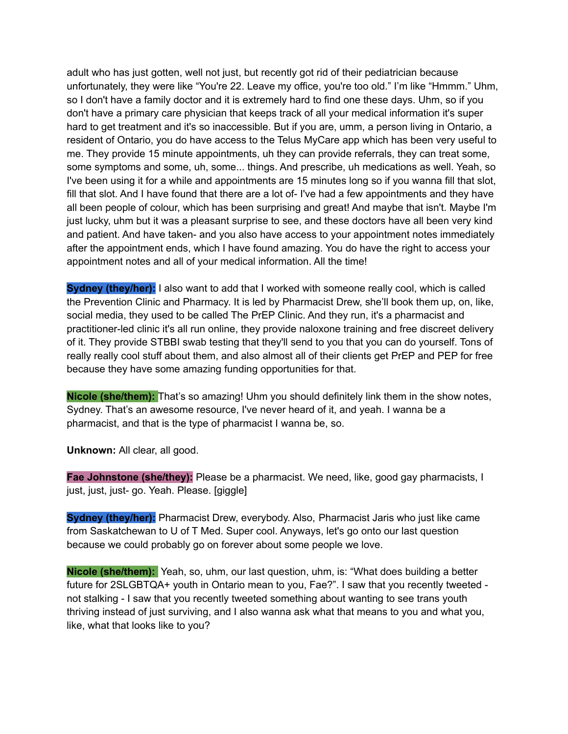adult who has just gotten, well not just, but recently got rid of their pediatrician because unfortunately, they were like "You're 22. Leave my office, you're too old." I'm like "Hmmm." Uhm, so I don't have a family doctor and it is extremely hard to find one these days. Uhm, so if you don't have a primary care physician that keeps track of all your medical information it's super hard to get treatment and it's so inaccessible. But if you are, umm, a person living in Ontario, a resident of Ontario, you do have access to the Telus MyCare app which has been very useful to me. They provide 15 minute appointments, uh they can provide referrals, they can treat some, some symptoms and some, uh, some... things. And prescribe, uh medications as well. Yeah, so I've been using it for a while and appointments are 15 minutes long so if you wanna fill that slot, fill that slot. And I have found that there are a lot of- I've had a few appointments and they have all been people of colour, which has been surprising and great! And maybe that isn't. Maybe I'm just lucky, uhm but it was a pleasant surprise to see, and these doctors have all been very kind and patient. And have taken- and you also have access to your appointment notes immediately after the appointment ends, which I have found amazing. You do have the right to access your appointment notes and all of your medical information. All the time!

**Sydney (they/her):** I also want to add that I worked with someone really cool, which is called the Prevention Clinic and Pharmacy. It is led by Pharmacist Drew, she'll book them up, on, like, social media, they used to be called The PrEP Clinic. And they run, it's a pharmacist and practitioner-led clinic it's all run online, they provide naloxone training and free discreet delivery of it. They provide STBBI swab testing that they'll send to you that you can do yourself. Tons of really really cool stuff about them, and also almost all of their clients get PrEP and PEP for free because they have some amazing funding opportunities for that.

**Nicole (she/them):** That's so amazing! Uhm you should definitely link them in the show notes, Sydney. That's an awesome resource, I've never heard of it, and yeah. I wanna be a pharmacist, and that is the type of pharmacist I wanna be, so.

**Unknown:** All clear, all good.

**Fae Johnstone (she/they):** Please be a pharmacist. We need, like, good gay pharmacists, I just, just, just- go. Yeah. Please. [giggle]

**Sydney (they/her):** Pharmacist Drew, everybody. Also, Pharmacist Jaris who just like came from Saskatchewan to U of T Med. Super cool. Anyways, let's go onto our last question because we could probably go on forever about some people we love.

**Nicole (she/them):** Yeah, so, uhm, our last question, uhm, is: "What does building a better future for 2SLGBTQA+ youth in Ontario mean to you, Fae?". I saw that you recently tweeted - not stalking - I saw that you recently tweeted something about wanting to see trans youth thriving instead of just surviving, and I also wanna ask what that means to you and what you, like, what that looks like to you?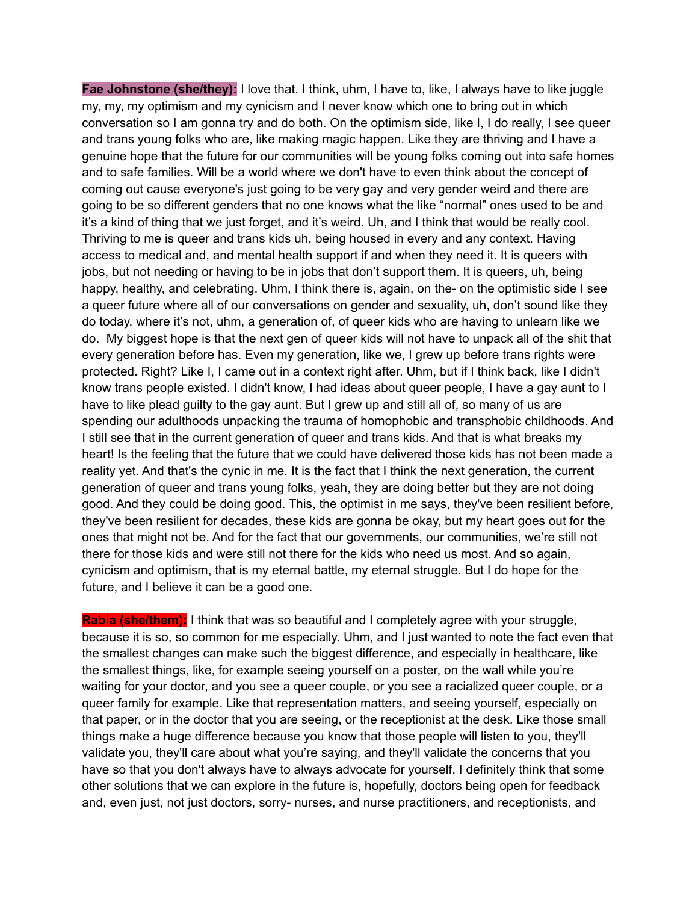**Fae Johnstone (she/they):** I love that. I think, uhm, I have to, like, I always have to like juggle my, my, my optimism and my cynicism and I never know which one to bring out in which conversation so I am gonna try and do both. On the optimism side, like I, I do really, I see queer and trans young folks who are, like making magic happen. Like they are thriving and I have a genuine hope that the future for our communities will be young folks coming out into safe homes and to safe families. Will be a world where we don't have to even think about the concept of coming out cause everyone's just going to be very gay and very gender weird and there are going to be so different genders that no one knows what the like “normal” ones used to be and it’s a kind of thing that we just forget, and it’s weird. Uh, and I think that would be really cool. Thriving to me is queer and trans kids uh, being housed in every and any context. Having access to medical and, and mental health support if and when they need it. It is queers with jobs, but not needing or having to be in jobs that don’t support them. It is queers, uh, being happy, healthy, and celebrating. Uhm, I think there is, again, on the- on the optimistic side I see a queer future where all of our conversations on gender and sexuality, uh, don’t sound like they do today, where it’s not, uhm, a generation of, of queer kids who are having to unlearn like we do.  My biggest hope is that the next gen of queer kids will not have to unpack all of the shit that every generation before has. Even my generation, like we, I grew up before trans rights were protected. Right? Like I, I came out in a context right after. Uhm, but if I think back, like I didn't know trans people existed. I didn't know, I had ideas about queer people, I have a gay aunt to I have to like plead guilty to the gay aunt. But I grew up and still all of, so many of us are spending our adulthoods unpacking the trauma of homophobic and transphobic childhoods. And I still see that in the current generation of queer and trans kids. And that is what breaks my heart! Is the feeling that the future that we could have delivered those kids has not been made a reality yet. And that's the cynic in me. It is the fact that I think the next generation, the current generation of queer and trans young folks, yeah, they are doing better but they are not doing good. And they could be doing good. This, the optimist in me says, they've been resilient before, they've been resilient for decades, these kids are gonna be okay, but my heart goes out for the ones that might not be. And for the fact that our governments, our communities, we’re still not there for those kids and were still not there for the kids who need us most. And so again, cynicism and optimism, that is my eternal battle, my eternal struggle. But I do hope for the future, and I believe it can be a good one.

**Rabia (she/them):** I think that was so beautiful and I completely agree with your struggle, because it is so, so common for me especially. Uhm, and I just wanted to note the fact even that the smallest changes can make such the biggest difference, and especially in healthcare, like the smallest things, like, for example seeing yourself on a poster, on the wall while you’re waiting for your doctor, and you see a queer couple, or you see a racialized queer couple, or a queer family for example. Like that representation matters, and seeing yourself, especially on that paper, or in the doctor that you are seeing, or the receptionist at the desk. Like those small things make a huge difference because you know that those people will listen to you, they'll validate you, they'll care about what you’re saying, and they'll validate the concerns that you have so that you don't always have to always advocate for yourself. I definitely think that some other solutions that we can explore in the future is, hopefully, doctors being open for feedback and, even just, not just doctors, sorry- nurses, and nurse practitioners, and receptionists, and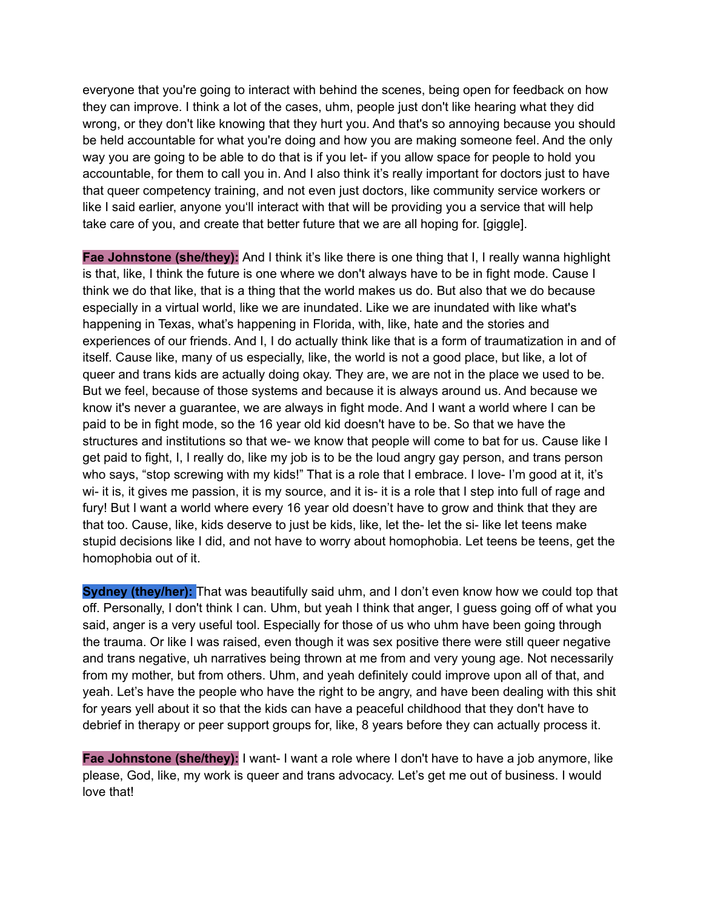everyone that you're going to interact with behind the scenes, being open for feedback on how they can improve. I think a lot of the cases, uhm, people just don't like hearing what they did wrong, or they don't like knowing that they hurt you. And that's so annoying because you should be held accountable for what you're doing and how you are making someone feel. And the only way you are going to be able to do that is if you let- if you allow space for people to hold you accountable, for them to call you in. And I also think it's really important for doctors just to have that queer competency training, and not even just doctors, like community service workers or like I said earlier, anyone you'll interact with that will be providing you a service that will help take care of you, and create that better future that we are all hoping for. [giggle].

**Fae Johnstone (she/they):** And I think it's like there is one thing that I, I really wanna highlight is that, like, I think the future is one where we don't always have to be in fight mode. Cause I think we do that like, that is a thing that the world makes us do. But also that we do because especially in a virtual world, like we are inundated. Like we are inundated with like what's happening in Texas, what's happening in Florida, with, like, hate and the stories and experiences of our friends. And I, I do actually think like that is a form of traumatization in and of itself. Cause like, many of us especially, like, the world is not a good place, but like, a lot of queer and trans kids are actually doing okay. They are, we are not in the place we used to be. But we feel, because of those systems and because it is always around us. And because we know it's never a guarantee, we are always in fight mode. And I want a world where I can be paid to be in fight mode, so the 16 year old kid doesn't have to be. So that we have the structures and institutions so that we- we know that people will come to bat for us. Cause like I get paid to fight, I, I really do, like my job is to be the loud angry gay person, and trans person who says, "stop screwing with my kids!" That is a role that I embrace. I love- I'm good at it, it's wi- it is, it gives me passion, it is my source, and it is- it is a role that I step into full of rage and fury! But I want a world where every 16 year old doesn't have to grow and think that they are that too. Cause, like, kids deserve to just be kids, like, let the- let the si- like let teens make stupid decisions like I did, and not have to worry about homophobia. Let teens be teens, get the homophobia out of it.

**Sydney (they/her):** That was beautifully said uhm, and I don't even know how we could top that off. Personally, I don't think I can. Uhm, but yeah I think that anger, I guess going off of what you said, anger is a very useful tool. Especially for those of us who uhm have been going through the trauma. Or like I was raised, even though it was sex positive there were still queer negative and trans negative, uh narratives being thrown at me from and very young age. Not necessarily from my mother, but from others. Uhm, and yeah definitely could improve upon all of that, and yeah. Let's have the people who have the right to be angry, and have been dealing with this shit for years yell about it so that the kids can have a peaceful childhood that they don't have to debrief in therapy or peer support groups for, like, 8 years before they can actually process it.

**Fae Johnstone (she/they):** I want- I want a role where I don't have to have a job anymore, like please, God, like, my work is queer and trans advocacy. Let's get me out of business. I would love that!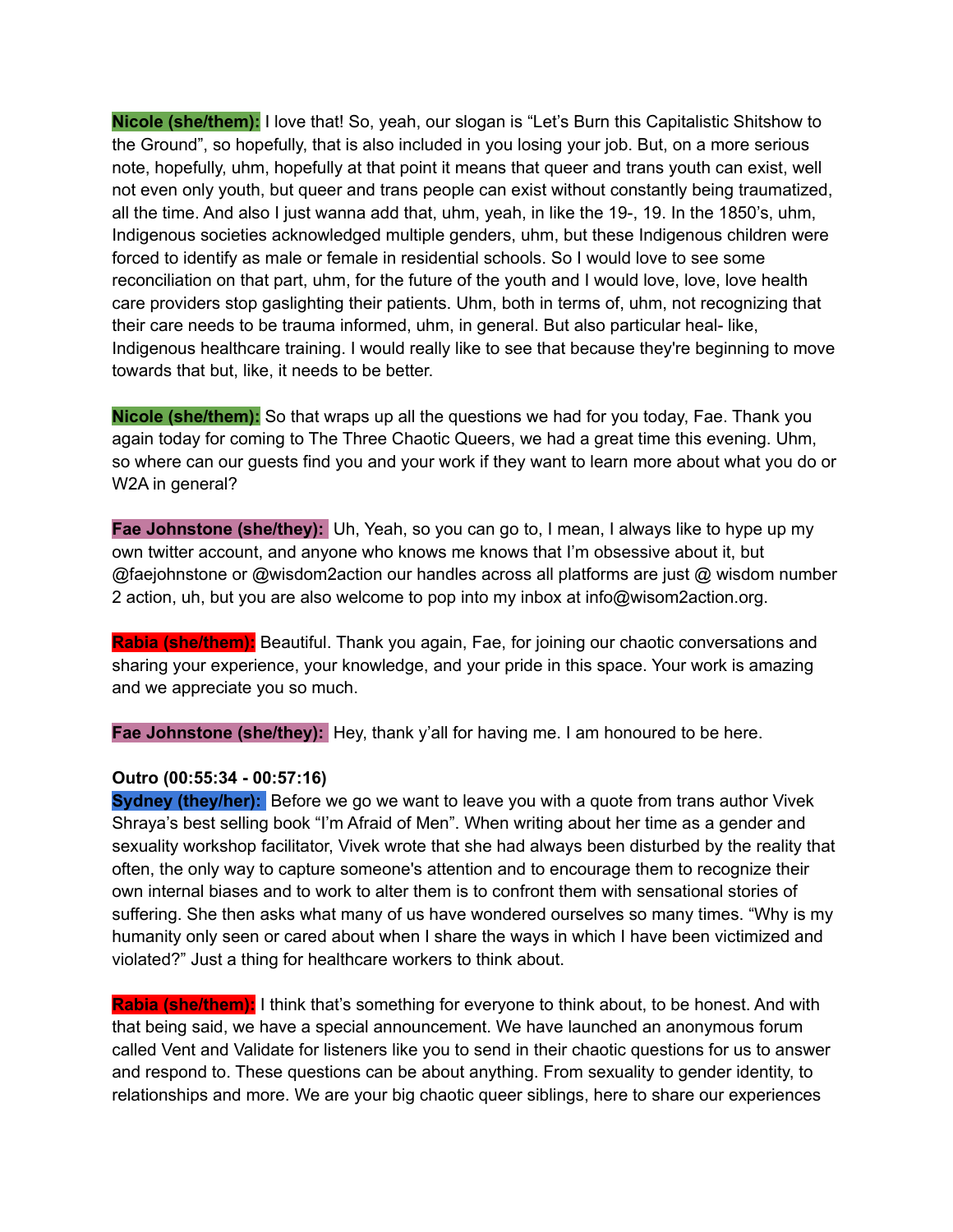**Nicole (she/them):** I love that! So, yeah, our slogan is "Let's Burn this Capitalistic Shitshow to the Ground", so hopefully, that is also included in you losing your job. But, on a more serious note, hopefully, uhm, hopefully at that point it means that queer and trans youth can exist, well not even only youth, but queer and trans people can exist without constantly being traumatized, all the time. And also I just wanna add that, uhm, yeah, in like the 19-, 19. In the 1850's, uhm, Indigenous societies acknowledged multiple genders, uhm, but these Indigenous children were forced to identify as male or female in residential schools. So I would love to see some reconciliation on that part, uhm, for the future of the youth and I would love, love, love health care providers stop gaslighting their patients. Uhm, both in terms of, uhm, not recognizing that their care needs to be trauma informed, uhm, in general. But also particular heal- like, Indigenous healthcare training. I would really like to see that because they're beginning to move towards that but, like, it needs to be better.

**Nicole (she/them):** So that wraps up all the questions we had for you today, Fae. Thank you again today for coming to The Three Chaotic Queers, we had a great time this evening. Uhm, so where can our guests find you and your work if they want to learn more about what you do or W2A in general?

**Fae Johnstone (she/they):** Uh, Yeah, so you can go to, I mean, I always like to hype up my own twitter account, and anyone who knows me knows that I'm obsessive about it, but @faejohnstone or @wisdom2action our handles across all platforms are just @ wisdom number 2 action, uh, but you are also welcome to pop into my inbox at info@wisom2action.org.

**Rabia (she/them):** Beautiful. Thank you again, Fae, for joining our chaotic conversations and sharing your experience, your knowledge, and your pride in this space. Your work is amazing and we appreciate you so much.

**Fae Johnstone (she/they):** Hey, thank y'all for having me. I am honoured to be here.

**Outro (00:55:34 - 00:57:16)**

**Sydney (they/her):** Before we go we want to leave you with a quote from trans author Vivek Shraya's best selling book "I'm Afraid of Men". When writing about her time as a gender and sexuality workshop facilitator, Vivek wrote that she had always been disturbed by the reality that often, the only way to capture someone's attention and to encourage them to recognize their own internal biases and to work to alter them is to confront them with sensational stories of suffering. She then asks what many of us have wondered ourselves so many times. "Why is my humanity only seen or cared about when I share the ways in which I have been victimized and violated?" Just a thing for healthcare workers to think about.

**Rabia (she/them):** I think that's something for everyone to think about, to be honest. And with that being said, we have a special announcement. We have launched an anonymous forum called Vent and Validate for listeners like you to send in their chaotic questions for us to answer and respond to. These questions can be about anything. From sexuality to gender identity, to relationships and more. We are your big chaotic queer siblings, here to share our experiences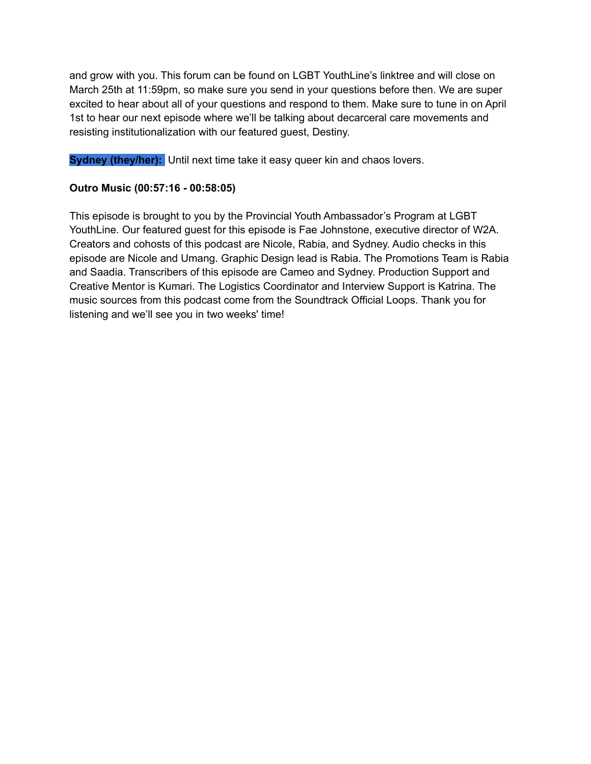and grow with you. This forum can be found on LGBT YouthLine's linktree and will close on March 25th at 11:59pm, so make sure you send in your questions before then. We are super excited to hear about all of your questions and respond to them. Make sure to tune in on April 1st to hear our next episode where we'll be talking about decarceral care movements and resisting institutionalization with our featured guest, Destiny.

**Sydney (they/her):** Until next time take it easy queer kin and chaos lovers.

**Outro Music (00:57:16 - 00:58:05)**

This episode is brought to you by the Provincial Youth Ambassador's Program at LGBT YouthLine. Our featured guest for this episode is Fae Johnstone, executive director of W2A. Creators and cohosts of this podcast are Nicole, Rabia, and Sydney. Audio checks in this episode are Nicole and Umang. Graphic Design lead is Rabia. The Promotions Team is Rabia and Saadia. Transcribers of this episode are Cameo and Sydney. Production Support and Creative Mentor is Kumari. The Logistics Coordinator and Interview Support is Katrina. The music sources from this podcast come from the Soundtrack Official Loops. Thank you for listening and we'll see you in two weeks' time!